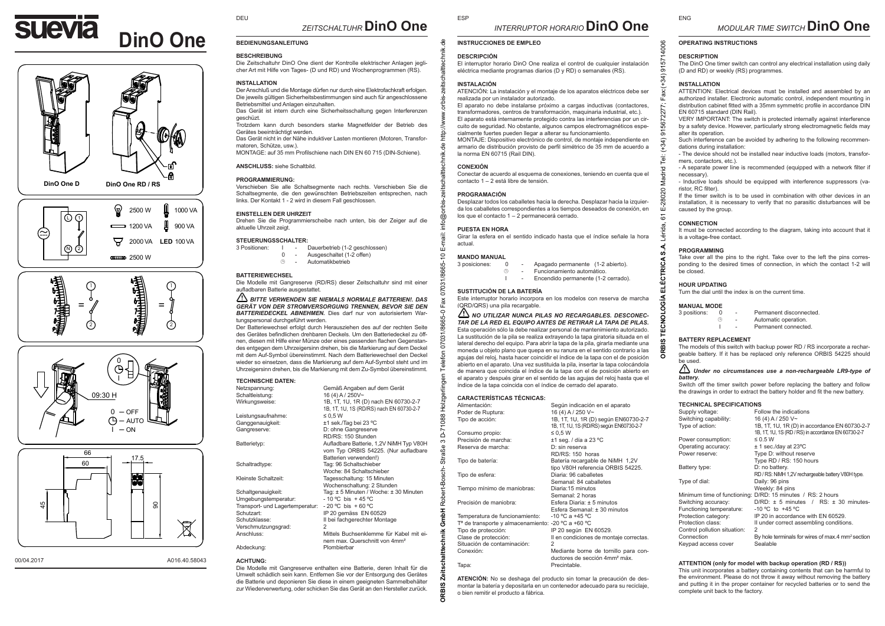# suevia DinO One

**DinO One D** — **DinO One RD / RS**

2500 W | 1000 VA
1200 VA | 900 VA
2000 VA | LED 100 VA
2500 W

0 — OFF
AUTO
I — ON

09:30 H

66 | 60 | 17.5 | 45 | 90

00/04.2017 — A016.40.58043

---

DEU

## ZEITSCHALTUHR DinO One

### BEDIENUNGSANLEITUNG

**BESCHREIBUNG**

Die Zeitschaltuhr DinO One dient der Kontrolle elektrischer Anlagen jeglicher Art mit Hilfe von Tages- (D und RD) und Wochenprogrammen (RS).

**INSTALLATION**

Der Anschluß und die Montage dürfen nur durch eine Elektrofachkraft erfolgen. Die jeweils gültigen Sicherheitsbestimmungen sind auch für angeschlossene Betriebsmittel und Anlagen einzuhalten.

Das Gerät ist intern durch eine Sicherheitsschaltung gegen Interferenzen geschützt.

Trotzdem kann durch besonders starke Magnetfelder der Betrieb des Gerätes beeinträchtigt werden.

Das Gerät nicht in der Nähe induktiver Lasten montieren (Motoren, Transformatoren, Schütze, usw.).

MONTAGE: auf 35 mm Profilschiene nach DIN EN 60 715 (DIN-Schiene).

**ANSCHLUSS:** siehe Schaltbild.

**PROGRAMMIERUNG:**

Verschieben Sie alle Schaltsegmente nach rechts. Verschieben Sie die Schaltsegmente, die den gewünschten Betriebszeiten entsprechen, nach links. Der Kontakt 1 - 2 wird in diesem Fall geschlossen.

**EINSTELLEN DER UHRZEIT**

Drehen Sie die Programmierscheibe nach unten, bis der Zeiger auf die aktuelle Uhrzeit zeigt.

**STEUERUNGSSCHALTER:**

3 Positionen:
- I - Dauerbetrieb (1-2 geschlossen)
- 0 - Ausgeschaltet (1-2 offen)
- ⌚ - Automatikbetrieb

**BATTERIEWECHSEL**

Die Modelle mit Gangreserve (RD/RS) dieser Zeitschaltuhr sind mit einer aufladbaren Batterie ausgestattet.

⚠ ***BITTE VERWENDEN SIE NIEMALS NORMALE BATTERIEN!. DAS GERÄT VON DER STROMVERSORGUNG TRENNEN, BEVOR SIE DEN BATTERIEDECKEL ABNEHMEN.*** Dies darf nur von autorisiertem Wartungspersonal durchgeführt werden.

Der Batteriewechsel erfolgt durch Herausziehen des auf der rechten Seite des Gerätes befindlichen drehbaren Deckels. Um den Batteriedeckel zu öffnen, diesen mit Hilfe einer Münze oder eines passenden flachen Gegenstandes entgegen dem Uhrzeigersinn drehen, bis die Markierung auf dem Deckel mit dem Auf-Symbol übereinstimmt. Nach dem Batteriewechsel den Deckel wieder so einsetzen, dass die Markierung auf dem Auf-Symbol steht und im Uhrzeigersinn drehen, bis die Markierung mit dem Zu-Symbol übereinstimmt.

**TECHNISCHE DATEN:**

| | |
|---|---|
| Netzspannung: | Gemäß Angaben auf dem Gerät |
| Schaltleistung: | 16 (4) A / 250V~ |
| Wirkungsweise: | 1B, 1T, 1U, 1R (D) nach EN 60730-2-7<br>1B, 1T, 1U, 1S (RD/RS) nach EN 60730-2-7 |
| Leistungsaufnahme: | ≤ 0,5 W |
| Ganggenauigkeit: | ±1 sek./Tag bei 23 ºC |
| Gangreserve: | D: ohne Gangreserve<br>RD/RS: 150 Stunden |
| Batterietyp: | Aufladbare Batterie, 1,2V NiMH Typ V80H vom Typ ORBIS 54225. (Nur aufladbare Batterien verwenden!) |
| Schaltradtype: | Tag: 96 Schaltschieber<br>Woche: 84 Schaltschieber |
| Kleinste Schaltzeit: | Tagesschaltung: 15 Minuten<br>Wochenschaltung: 2 Stunden |
| Schaltgenauigkeit: | Tag: ± 5 Minuten / Woche: ± 30 Minuten |
| Umgebungstemperatur: | - 10 ºC bis + 45 ºC |
| Transport- und Lagertemperatur: | - 20 ºC bis + 60 ºC |
| Schutzart: | IP 20 gemäss EN 60529 |
| Schutzklasse: | II bei fachgerechter Montage |
| Verschmutzungsgrad: | 2 |
| Anschluss: | Mittels Buchsenklemme für Kabel mit einem max. Querschnitt von 4mm² |
| Abdeckung: | Plombierbar |

**ACHTUNG:**

Die Modelle mit Gangreserve enthalten eine Batterie, deren Inhalt für die Umwelt schädlich sein kann. Entfernen Sie vor der Entsorgung des Gerätes die Batterie und deponieren Sie diese in einem geeigneten Sammelbehälter zur Wiederverwertung, oder schicken Sie das Gerät an den Hersteller zurück.

**ORBIS Zeitschalttechnik GmbH** Robert-Bosch- Straße 3 D-71088 Holzgerlingen Telefon 07031/8665-0 Fax 07031/8665-10 E-mail: info@orbis-zeitschalttechnik.de http://www.orbis-zeitschalttechnik.de

---

ESP

## INTERRUPTOR HORARIO DinO One

### INSTRUCCIONES DE EMPLEO

**DESCRIPCIÓN**

El interruptor horario DinO One realiza el control de cualquier instalación eléctrica mediante programas diarios (D y RD) o semanales (RS).

**INSTALACIÓN**

ATENCIÓN: La instalación y el montaje de los aparatos eléctricos debe ser realizada por un instalador autorizado.

El aparato no debe instalarse próximo a cargas inductivas (contactores, transformadores, centros de transformación, maquinaria industrial, etc.).

El aparato está internamente protegido contra las interferencias por un circuito de seguridad. No obstante, algunos campos electromagnéticos especialmente fuertes pueden llegar a alterar su funcionamiento.

MONTAJE: Dispositivo electrónico de control, de montaje independiente en armario de distribución provisto de perfil simétrico de 35 mm de acuerdo a la norma EN 60715 (Rail DIN).

**CONEXIÓN**

Conectar de acuerdo al esquema de conexiones, teniendo en cuenta que el contacto 1 – 2 está libre de tensión.

**PROGRAMACIÓN**

Desplazar todos los caballetes hacia la derecha. Desplazar hacia la izquierda los caballetes correspondientes a los tiempos deseados de conexión, en los que el contacto 1 – 2 permanecerá cerrado.

**PUESTA EN HORA**

Girar la esfera en el sentido indicado hasta que el índice señale la hora actual.

**MANDO MANUAL**

3 posiciones:
- 0 - Apagado permanente (1-2 abierto).
- ⌚ - Funcionamiento automático.
- I - Encendido permanente (1-2 cerrado).

**SUSTITUCIÓN DE LA BATERÍA**

Este interruptor horario incorpora en los modelos con reserva de marcha (QRD/QRS) una pila recargable.

⚠ ***NO UTILIZAR NUNCA PILAS NO RECARGABLES. DESCONECTAR DE LA RED EL EQUIPO ANTES DE RETIRAR LA TAPA DE PILAS.*** Esta operación sólo la debe realizar personal de mantenimiento autorizado. La sustitución de la pila se realiza extrayendo la tapa giratoria situada en el lateral derecho del equipo. Para abrir la tapa de la pila, girarla mediante una moneda u objeto plano que quepa en su ranura en el sentido contrario a las agujas del reloj, hasta hacer coincidir el índice de la tapa con el de posición abierto en el aparato. Una vez sustituida la pila, insertar la tapa colocándola de manera que coincida el índice de la tapa con el de posición abierto en el aparato y después girar en el sentido de las agujas del reloj hasta que el índice de la tapa coincida con el índice de cerrado del aparato.

**CARACTERÍSTICAS TÉCNICAS:**

| | |
|---|---|
| Alimentación: | Según indicación en el aparato |
| Poder de Ruptura: | 16 (4) A / 250 V~ |
| Tipo de acción: | 1B, 1T, 1U, 1R (D) según EN60730-2-7<br>1B, 1T, 1U, 1S (RD/RS) según EN60730-2-7 |
| Consumo propio: | ≤ 0,5 W |
| Precisión de marcha: | ±1 seg. / día a 23 ºC |
| Reserva de marcha: | D: sin reserva<br>RD/RS: 150 horas |
| Tipo de batería: | Batería recargable de NiMH 1,2V tipo V80H referencia ORBIS 54225. |
| Tipo de esfera: | Diaria: 96 caballetes<br>Semanal: 84 caballetes |
| Tiempo mínimo de maniobras: | Diaria:15 minutos<br>Semanal: 2 horas |
| Precisión de maniobra: | Esfera Diaria: ± 5 minutos<br>Esfera Semanal: ± 30 minutos |
| Temperatura de funcionamiento: | -10 ºC a +45 ºC |
| Tª de transporte y almacenamiento: | -20 ºC a +60 ºC |
| Tipo de protección: | IP 20 según EN 60529. |
| Clase de protección: | II en condiciones de montaje correctas. |
| Situación de contaminación: | 2 |
| Conexión: | Mediante borne de tornillo para conductores de sección 4mm² máx. |
| Tapa: | Precintable. |

**ATENCIÓN:** No se deshaga del producto sin tomar la precaución de desmontar la batería y depositarla en un contenedor adecuado para su reciclaje, o bien remitir el producto a fábrica.

**ORBIS TECNOLOGÍA ELÉCTRICA S.A.** Lérida, 61 E-28020 Madrid Tel: (+34) 915672277; Fax:(+34) 915714006

---

ENG

## MODULAR TIME SWITCH DinO One

### OPERATING INSTRUCTIONS

**DESCRIPTION**

The DinO One timer switch can control any electrical installation using daily (D and RD) or weekly (RS) programmes.

**INSTALLATION**

ATTENTION: Electrical devices must be installed and assembled by an authorized installer. Electronic automatic control, independent mounting in distribution cabinet fitted with a 35mm symmetric profile in accordance DIN EN 60715 standard (DIN Rail).

VERY IMPORTANT: The switch is protected internally against interference by a safety device. However, particularly strong electromagnetic fields may alter its operation.

Such interference can be avoided by adhering to the following recommendations during installation:

- The device should not be installed near inductive loads (motors, transformers, contactors, etc.).
- A separate power line is recommended (equipped with a network filter if necessary).
- Inductive loads should be equipped with interference suppressors (varistor, RC filter).

If the timer switch is to be used in combination with other devices in an installation, it is necessary to verify that no parasitic disturbances will be caused by the group.

**CONNECTION**

It must be connected according to the diagram, taking into account that it is a voltage-free contact.

**PROGRAMMING**

Take over all the pins to the right. Take over to the left the pins corresponding to the desired times of connection, in which the contact 1-2 will be closed.

**HOUR UPDATING**

Turn the dial until the index is on the current time.

**MANUAL MODE**

3 positions:
- 0 - Permanent disconnected.
- ⌚ - Automatic operation.
- I - Permanent connected.

**BATTERY REPLACEMENT**

The models of this switch with backup power RD / RS incorporate a rechargeable battery. If it has be replaced only reference ORBIS 54225 should be used.

⚠ ***Under no circumstances use a non-rechargeable LR9-type of battery.***

Switch off the timer switch power before replacing the battery and follow the drawings in order to extract the battery holder and fit the new battery.

**TECHNICAL SPECIFICATIONS**

| | |
|---|---|
| Supply voltage: | Follow the indications |
| Switching capability: | 16 (4) A / 250 V~ |
| Type of action: | 1B, 1T, 1U, 1R (D) in accordance EN 60730-2-7<br>1B, 1T, 1U, 1S (RD / RS) in accordance EN 60730-2-7 |
| Power consumption: | ≤ 0.5 W |
| Operating accuracy: | ± 1 sec./day at 23ºC |
| Power reserve: | Type D: without reserve<br>Type RD / RS: 150 hours |
| Battery type: | D: no battery.<br>RD / RS: NiMH 1,2V rechargeable battery V80H type. |
| Type of dial: | Daily: 96 pins<br>Weekly: 84 pins |
| Minimum time of functioning: | D/RD: 15 minutes / RS: 2 hours |
| Switching accuracy: | D/RD: ± 5 minutes / RS: ± 30 minutes- |
| Functioning temperature: | -10 ºC to +45 ºC |
| Protection category: | IP 20 in accordance with EN 60529. |
| Protection class: | II under correct assembling conditions. |
| Control pollution situation: | 2 |
| Connection | By hole terminals for wires of max.4 mm² section |
| Keypad access cover | Sealable |

**ATTENTION (only for model with backup operation (RD / RS))**

This unit incorporates a battery containing contents that can be harmful to the environment. Please do not throw it away without removing the battery and putting it in the proper container for recycled batteries or to send the complete unit back to the factory.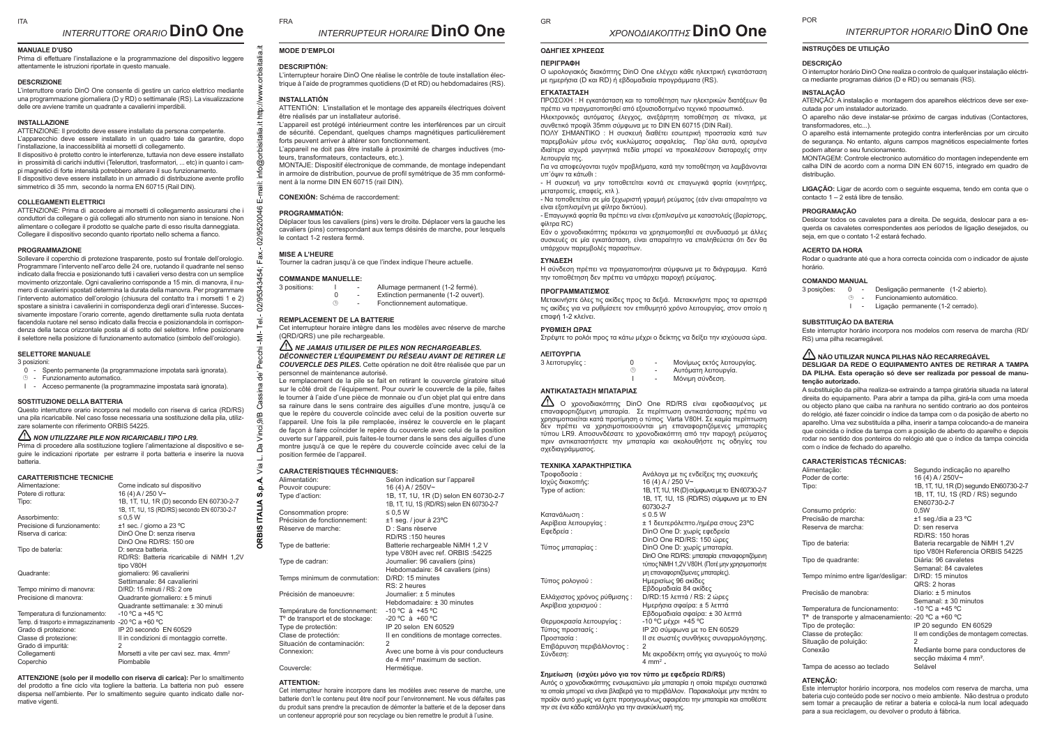ITA

# INTERRUTTORE ORARIO DinO One

### MANUALE D'USO

Prima di effettuare l'installazione e la programmazione del dispositivo leggere attentamente le istruzioni riportate in questo manuale.

### DESCRIZIONE

L'interruttore orario DinO One consente di gestire un carico elettrico mediante una programmazione giornaliera (D y RD) o settimanale (RS). La visualizzazione delle ore avviene tramite un quadrante a cavalierini imperdibili.

### INSTALLAZIONE

ATTENZIONE: Il prodotto deve essere installato da persona competente.
L'apparecchio deve essere installato in un quadro tale da garantire, dopo l'installazione, la inaccessibilità ai morsetti di collegamento.
Il dispositivo è protetto contro le interferenze, tuttavia non deve essere installato in prossimità di carichi induttivi (Telerutori, trasformatori, ... etc) in quanto i campi magnetici di forte intensità potrebbero alterare il suo funzionamento.
Il dispositivo deve essere installato in un armadio di distribuzione avente profilo simmetrico di 35 mm, secondo la norma EN 60715 (Rail DIN).

### COLLEGAMENTI ELETTRICI

ATTENZIONE: Prima di accedere ai morsetti di collegamento assicurarsi che i conduttori da collegare o già collegati allo strumento non siano in tensione. Non alimentare o collegare il prodotto se qualche parte di esso risulta danneggiata.
Collegare il dispositivo secondo quanto riportato nello schema a fianco.

### PROGRAMMAZIONE

Sollevare il coperchio di protezione trasparente, posto sul frontale dell'orologio. Programmare l'intervento nell'arco delle 24 ore, ruotando il quadrante nel senso indicato dalla freccia e posizionando tutti i cavalieri verso destra con un semplice movimento orizzontale. Ogni cavalierino corrisponde a 15 min. di manovra, il numero di cavalierini spostati determina la durata della manovra. Per programmare l'intervento automatico dell'orologio (chiusura del contatto tra i morsetti 1 e 2) spostare a sinistra i cavalierini in corrispondenza degli orari d'interesse. Successivamente impostare l'orario corrente, agendo direttamente sulla ruota dentata facendola ruotare nel senso indicato dalla freccia e posizionandola in corrispondenza della tacca orizzontale posta al di sotto del selettore. Infine posizionare il selettore nella posizione di funzionamento automatico (simbolo dell'orologio).

### SELETTORE MANUALE

3 posizioni:
- 0 - Spento permanente (la programmazione impostata sarà ignorata).
- ◷ - Funzionamento automatico.
- I - Acceso permanente (la programmazione impostata sarà ignorata).

### SOSTITUZIONE DELLA BATTERIA

Questo interruttore orario incorpora nel modello con riserva di carica (RD/RS) una pila ricaricabile. Nel caso fosse necessaria una sostituzione della pila, utilizzare solamente con riferimento ORBIS 54225.

⚠ ***NON UTILIZZARE PILE NON RICARICABILI TIPO LR9.***
Prima di procedere alla sostituzione togliere l'alimentazione al dispositivo e seguire le indicazioni riportate per estrarre il porta batteria e inserire la nuova batteria.

### CARATTERISTICHE TECNICHE

| | |
|---|---|
| Alimentazione: | Come indicato sul dispositivo |
| Potere di rottura: | 16 (4) A / 250 V~ |
| Tipo: | 1B, 1T, 1U, 1R (D) secondo EN 60730-2-7<br>1B, 1T, 1U, 1S (RD/RS) secondo EN 60730-2-7 |
| Assorbimento: | ≤ 0,5 W |
| Precisione di funzionamento: | ±1 sec. / giorno a 23 ºC |
| Riserva di carica: | DinO One D: senza riserva<br>DinO One RD/RS: 150 ore |
| Tipo de bateria: | D: senza batteria.<br>RD/RS: Batteria ricaricabile di NiMH 1,2V tipo V80H |
| Quadrante: | giornaliero: 96 cavalierini<br>Settimanale: 84 cavalierini |
| Tempo minimo di manovra: | D/RD: 15 minuti / RS: 2 ore |
| Precisione di manovra: | Quadrante giornaliero: ± 5 minuti<br>Quadrante settimanale: ± 30 minuti |
| Temperatura di funzionamento: | -10 ºC a +45 ºC |
| Temp. di trasporto e immagazzinamento | -20 ºC a +60 ºC |
| Grado di protezione: | IP 20 secondo EN 60529 |
| Classe di protezione: | II in condizioni di montaggio corrette. |
| Grado di impurità: | 2 |
| Collegamenti | Morsetti a vite per cavi sez. max. 4mm² |
| Coperchio | Piombabile |

**ATTENZIONE (solo per il modello con riserva di carica):** Per lo smaltimento del prodotto a fine ciclo vita togliere la batteria. La batteria non può essere dispersa nell'ambiente. Per lo smaltimento seguire quanto indicato dalle normative vigenti.

**ORBIS ITALIA S.p.A.** Via L. Da Vinci,9/B Cassina de' Pecchi -MI- Tel.- 02/95343454; Fax.- 02/9520046 E-mail: info@orbisitalia.it http://www.orbisitalia.it

FRA

# INTERRUPTEUR HORAIRE DinO One

### MODE D'EMPLOI

### DESCRIPTIÓN:

L'interrupteur horaire DinO One réalise le contrôle de toute installation électrique à l'aide de programmes quotidiens (D et RD) ou hebdomadaires (RS).

### INSTALLATIÓN

ATTENTIÓN: L'installation et le montage des appareils électriques doivent être réalisés par un installateur autorisé.
L'appareil est protégé intérieurment contre les interférences par un circuit de sécurité. Cependant, quelques champs magnétiques particulièrement forts peuvent arriver à altérer son fonctionnement.
L'appareil ne doit pas être installé à proximité de charges inductives (moteurs, transformateurs, contacteurs, etc.).
MONTAJE: Dispositif électronique de commande, de montage independant en armoire de distribution, pourvue de profil symétrique de 35 mm conformément à la norme DIN EN 60715 (rail DIN).

**CONEXIÓN:** Schéma de raccordement:

### PROGRAMMATIÓN:

Déplacer tous les cavaliers (pins) vers le droite. Déplacer vers la gauche les cavaliers (pins) correspondant aux temps désirés de marche, pour lesquels le contact 1-2 restera fermé.

### MISE A L'HEURE

Tourner le cadran jusqu'à ce que l'index indique l'heure actuelle.

### COMMANDE MANUELLE:

3 positions:
- I - Allumage permanent (1-2 fermé).
- 0 - Extinction permanente (1-2 ouvert).
- ◷ - Fonctionnement automatique.

### REMPLACEMENT DE LA BATTERIE

Cet interrupteur horaire intègre dans les modèles avec réserve de marche (QRD/QRS) une pile rechargeable.

⚠ ***NE JAMAIS UTILISER DE PILES NON RECHARGEABLES. DÉCONNECTER L'ÉQUIPEMENT DU RÉSEAU AVANT DE RETIRER LE COUVERCLE DES PILES.*** Cette opération ne doit être réalisée que par un personnel de maintenance autorisé.
Le remplacement de la pile se fait en retirant le couvercle giratoire situé sur le côté droit de l'équipement. Pour ouvrir le couvercle de la pile, faites le tourner à l'aide d'une pièce de monnaie ou d'un objet plat qui entre dans sa rainure dans le sens contraire des aiguilles d'une montre, jusqu'à ce que le repère du couvercle coïncide avec celui de la position ouverte sur l'appareil. Une fois la pile remplacée, insérez le couvercle en le plaçant de façon à faire coïncider le repère du couvercle avec celui de la position ouverte sur l'appareil, puis faites-le tourner dans le sens des aiguilles d'une montre jusqu'à ce que le repère du couvercle coïncide avec celui de la position fermée de l'appareil.

### CARACTERÍSTIQUES TÉCHNIQUES:

| | |
|---|---|
| Alimentatión: | Selon indication sur l'appareil |
| Pouvoir coupure: | 16 (4) A / 250V~ |
| Type d'action: | 1B, 1T, 1U, 1R (D) selon EN 60730-2-7<br>1B, 1T, 1U, 1S (RD/RS) selon EN 60730-2-7 |
| Consommation propre: | ≤ 0,5 W |
| Précision de fonctionnement: | ±1 seg. / jour à 23ºC |
| Réserve de marche: | D : Sans rèserve<br>RD/RS :150 heures |
| Type de batterie: | Batterie rechargeable NiMH 1,2 V type V80H avec ref. ORBIS :54225 |
| Type de cadran: | Journalier: 96 cavaliers (pins)<br>Hebdomadaire: 84 cavaliers (pins) |
| Temps minimum de conmutation: | D/RD: 15 minutes<br>RS: 2 heures |
| Précision de manoeuvre: | Journalier: ± 5 minutes<br>Hebdomadaire: ± 30 minutes |
| Température de fonctionnement: | -10 ºC à +45 ºC |
| Tº de transport et de stockage: | -20 ºC à +60 ºC |
| Type de protectión: | IP 20 selon EN 60529 |
| Clase de protectión: | II en conditions de montage correctes. |
| Situación de contaminación: | 2 |
| Connexion: | Avec une borne à vis pour conducteurs de 4 mm² maximum de section. |
| Couvercle: | Hermétique. |

### ATTENTION:

Cet interrupteur horaire incorpore dans les modèles avec reserve de marche, une batterie don't le contenu peut être nocif pour l'environnement. Ne vous défaites pas du produit sans prendre la precaution de démonter la batterie et de la deposer dans un conteneur approprié pour son recyclage ou bien remettre le produit à l'usine.

GR

# ΧΡΟΝΟΔΙΑΚΟΠΤΗΣ DinO One

### ΟΔΗΓΙΕΣ ΧΡΗΣΕΩΣ

### ΠΕΡΙΓΡΑΦΗ

Ο ωρολογιακός διακόπτης DinO One ελέγχει κάθε ηλεκτρική εγκατάσταση με ημερήσια (D και RD) ή εβδομαδιαία προγράμματα (RS).

### ΕΓΚΑΤΑΣΤΑΣΗ

ΠΡΟΣΟΧΗ : Η εγκατάσταση και το τοποθέτηση των ηλεκτρικών διατάξεων θα πρέπει να πραγματοποιηθεί από εξουσιοδοτημένο τεχνικό προσωπικό.
Ηλεκτρονικός αυτόματος έλεγχος, ανεξάρτητη τοποθέτηση σε πίνακα, με συνθετικό προφίλ 35mm σύμφωνα με το DIN EN 60715 (DIN Rail).
ΠΟΛΥ ΣΗΜΑΝΤΙΚΟ : Η συσκευή διαθέτει εσωτερική προστασία κατά των παρεμβολών μέσω ενός κυκλώματος ασφαλείας. Παρ΄όλα αυτά, ορισμένα ιδιαίτερα ισχυρά μαγνητικά πεδία μπορεί να προκαλέσουν διαταραχές στην λειτουργία της.
Για να αποφεύγονται τυχόν προβλήματα, κατά την τοποθέτηση να λαμβάνονται υπ΄όψιν τα κάτωθι :
- Η συσκευή να μην τοποθετείται κοντά σε επαγωγικά φορτία (κινητήρες, μετατροπείς, επαφείς, κτλ ).
- Να τοποθετείται σε μία ξεχωριστή γραμμή ρεύματος (εάν είναι απαραίτητο να είναι εξοπλισμένη με φίλτρο δικτύου).
- Επαγωγικά φορτία θα πρέπει να είναι εξοπλισμένα με καταστολείς (βαρίστορς, φίλτρα RC)
Εάν ο χρονοδιακόπτης πρόκειται να χρησιμοποιηθεί σε συνδυασμό με άλλες συσκευές σε μία εγκατάσταση, είναι απαραίτητο να επαληθευτεί ότι δεν θα υπάρχουν παρεμβολές παρασίτων.

### ΣΥΝΔΕΣΗ

Η σύνδεση πρέπει να πραγματοποιηθεί σύμφωνα με το διάγραμμα. Κατά την τοποθέτηση δεν πρέπει να υπάρχει παροχή ρεύματος.

### ΠΡΟΓΡΑΜΜΑΤΙΣΜΟΣ

Μετακινήστε όλες τις ακίδες προς τα δεξιά. Μετακινήστε προς τα αριστερά τις ακίδες για να ρυθμίσετε τον επιθυμητό χρόνο λειτουργίας, στον οποίο η επαφή 1-2 κλείνει.

### ΡΥΘΜΙΣΗ ΩΡΑΣ

Στρέψτε το ρολόι προς τα κάτω μέχρι ο δείκτης να δείξει την ισχύουσα ώρα.

### ΛΕΙΤΟΥΡΓΙΑ

3 λειτουργίες :
- 0 - Μονίμως εκτός λειτουργίας.
- ◷ - Αυτόματη λειτουργία.
- I - Μόνιμη σύνδεση.

### ΑΝΤΙΚΑΤΑΣΤΑΣΗ ΜΠΑΤΑΡΙΑΣ

⚠ Ο χρονοδιακόπτης DinO One RD/RS είναι εφοδιασμένος με επαναφορτιζόμενη μπαταρία. Σε περίπτωση αντικατάστασης πρέπει να χρησιμοποιείται κατά προτίμηση ο τύπος Varta V80H. Σε καμία περίπτωση δεν πρέπει να χρησιμοποιούνται μη επαναφορτιζόμενες μπαταρίες τύπου LR9. Αποσυνδέστε το χρονοδιακόπτη από την παροχή ρεύματος πριν αντικαταστήσετε την μπαταρία και ακολουθήστε τις οδηγίες του σχεδιαγράμματος.

### ΤΕΧΝΙΚΑ ΧΑΡΑΚΤΗΡΙΣΤΙΚΑ

| | |
|---|---|
| Τροφοδοσία : | Ανάλογα με τις ενδείξεις της συσκευής |
| Ισχύς διακοπής: | 16 (4) A / 250 V~ |
| Type of action: | 1B, 1T, 1U, 1R (D) σύμφωνα με το EN 60730-2-7<br>1B, 1T, 1U, 1S (RD/RS) σύμφωνα με το EN 60730-2-7 |
| Κατανάλωση : | ≤ 0.5 W |
| Ακρίβεια λειτουργίας : | ± 1 δευτερόλεπτο./ημέρα στους 23ºC |
| Εφεδρεία : | DinO One D: χωρίς εφεδρεία<br>DinO One RD/RS: 150 ώρες |
| Τύπος μπαταρίας : | DinO One D: χωρίς μπαταρία.<br>DinO One RD/RS: μπαταρία επαναφορτιζόμενη τύπος NiMH 1,2V V80H. (Ποτέ μην χρησιμοποιήτε μη επαναφορτιζόμενες μπαταρίες). |
| Τύπος ρολογιού : | Ημερισίως 96 ακίδες<br>Εβδομαδιαία 84 ακίδες |
| Ελλάχιστος χρόνος ρύθμισης : | D/RD:15 λεπτά / RS: 2 ώρες |
| Ακρίβεια χειρισμού : | Ημερήσια σφαίρα: ± 5 λεπτά<br>Εβδομαδιαία σφαίρα: ± 30 λεπτά |
| Θερμοκρασία λειτουργίας : | -10 ºC μέχρι +45 ºC |
| Τύπος προστασίας : | IP 20 σύμφωνα με το EN 60529 |
| Προστασία : | II σε σωστές συνθήκες συναρμολόγησης. |
| Επιβάρυνση περιβάλλοντος : | 2 |
| Σύνδεση: | Με ακροδέκτη οπής για αγωγούς το πολύ 4 mm² . |

**Σημείωση (ισχύει μόνο για τον τύπο με εφεδρεία RD/RS)**
Αυτός ο χρονοδιακόπτης ενσωματώνει μία μπαταρία η οποία περιέχει συστατικά τα οποία μπορεί να είναι βλαβερά για το περιβάλλον. Παρακαλούμε μην πετάτε το προϊόν αυτό χωρίς να έχετε προηγουμένως αφαιρέσει την μπαταρία και αποθέστε την σε ένα κάδο κατάλληλο για την ανακύκλωσή της.

POR

# INTERRUPTOR HORARIO DinO One

### INSTRUÇÕES DE UTILIÇÃO

### DESCRIÇÃO

O interruptor horário DinO One realiza o controlo de qualquer instalação eléctrica mediante programas diários (D e RD) ou semanais (RS).

### INSTALAÇÃO

ATENÇÃO: A instalação e montagem dos aparelhos eléctricos deve ser executada por um instalador autorizado.
O aparelho não deve instalar-se próximo de cargas indutivas (Contactores, transformadores, etc...).
O aparelho está internamente protegido contra interferências por um circuito de segurança. No entanto, alguns campos magnéticos especialmente fortes podem alterar o seu funcionamento.
MONTAGEM: Controle electronico automático do montagen independente em calha DIN de acordo com a norma DIN EN 60715, integrado em quadro de distribução.

**LIGAÇÃO:** Ligar de acordo com o seguinte esquema, tendo em conta que o contacto 1 – 2 está libre de tensão.

### PROGRAMAÇÃO

Deslocar todos os cavaletes para a direita. De seguida, deslocar para a esquerda os cavaletes correspondentes aos períodos de ligação desejados, ou seja, em que o contacto 1-2 estará fechado.

### ACERTO DA HORA

Rodar o quadrante até que a hora correcta coincida com o indicador de ajuste horário.

### COMANDO MANUAL

3 posições:
- 0 - Desligação permanente (1-2 aberto).
- ◷ - Funcionamento automático.
- I - Ligação permanente (1-2 cerrado).

### SUBSTITUIÇÃO DA BATERIA

Este interruptor horário incorpora nos modelos com reserva de marcha (RD/RS) uma pilha recarregável.

⚠ **NÃO UTILIZAR NUNCA PILHAS NÃO RECARREGÁVEL**
**DESLIGAR DA REDE O EQUIPAMENTO ANTES DE RETIRAR A TAMPA DA PILHA. Esta operação só deve ser realizada por pessoal de manutenção autorizado.**
A substituição da pilha realiza-se extraindo a tampa giratória situada na lateral direita do equipamento. Para abrir a tampa da pilha, gira-la com uma moeda ou objecto plano que caiba na ranhura no sentido contrario ao dos ponteiros do relógio, até fazer coincidir o índice da tampa com o da posição de aberto no aparelho. Uma vez substituída a pilha, inserir a tampa colocando-a de maneira que coincida o índice da tampa com a posição de aberto do aparelho e depois rodar no sentido dos ponteiros do relógio até que o índice da tampa coincida com o índice de fechado do aparelho.

### CARACTERÍSTICAS TÉCNICAS:

| | |
|---|---|
| Alimentação: | Segundo indicação no aparelho |
| Poder de corte: | 16 (4) A / 250V~ |
| Tipo: | 1B, 1T, 1U, 1R (D) segundo EN60730-2-7<br>1B, 1T, 1U, 1S (RD / RS) segundo EN60730-2-7 |
| Consumo próprio: | 0,5W |
| Precisão de marcha: | ±1 seg./dia a 23 ºC |
| Reserva de marcha: | D: sen reserva<br>RD/RS: 150 horas |
| Tipo de bateria: | Bateria recargable de NiMH 1,2V tipo V80H Referencia ORBIS 54225 |
| Tipo de quadrante: | Diária: 96 cavaletes<br>Semanal: 84 cavaletes |
| Tempo mínimo entre ligar/desligar: | D/RD: 15 minutos<br>QRS: 2 horas |
| Precisão de manobra: | Diario: ± 5 minutos<br>Semanal: ± 30 minutos |
| Temperatura de funcionamento: | -10 ºC a +45 ºC |
| Tª de transporte y almacenamiento: | -20 ºC a +60 ºC |
| Tipo de proteção: | IP 20 segundo EN 60529 |
| Classe de proteção: | II em condições de montagem correctas. |
| Situação de poluição: | 2 |
| Conexão | Mediante borne para conductores de secção máxima 4 mm². |
| Tampa de acesso ao teclado | Selável |

### ATENÇÃO:

Este interruptor horário incorpora, nos modelos com reserva de marcha, uma bateria cujo conteúdo pode ser nocivo o meio ambiente. Não destrua o produto sem tomar a precaução de retirar a bateria e colocá-la num local adequado para a sua reciclagem, ou devolver o produto à fábrica.